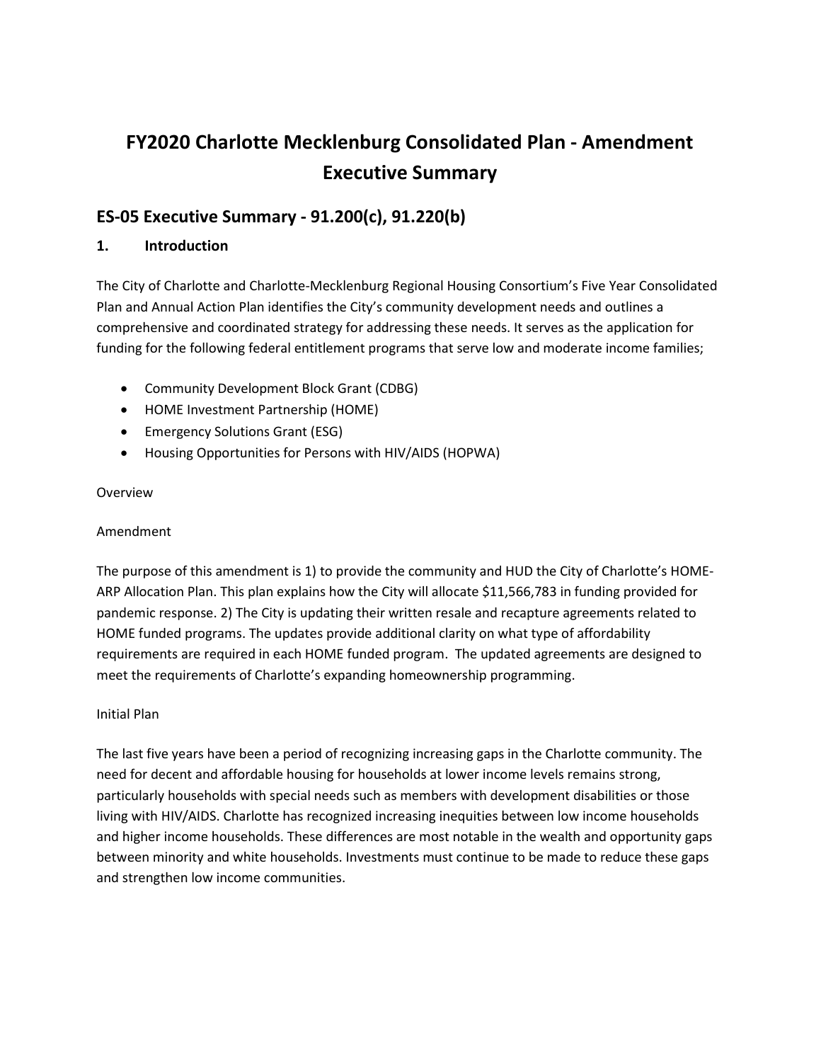# FY2020 Charlotte Mecklenburg Consolidated Plan - Amendment Executive Summary

## ES-05 Executive Summary - 91.200(c), 91.220(b)

### 1. Introduction

The City of Charlotte and Charlotte-Mecklenburg Regional Housing Consortium's Five Year Consolidated Plan and Annual Action Plan identifies the City's community development needs and outlines a comprehensive and coordinated strategy for addressing these needs. It serves as the application for funding for the following federal entitlement programs that serve low and moderate income families;

- Community Development Block Grant (CDBG)
- HOME Investment Partnership (HOME)
- Emergency Solutions Grant (ESG)
- Housing Opportunities for Persons with HIV/AIDS (HOPWA)

Overview

Amendment

The purpose of this amendment is 1) to provide the community and HUD the City of Charlotte's HOME-ARP Allocation Plan. This plan explains how the City will allocate $11,566,783 in funding provided for pandemic response. 2) The City is updating their written resale and recapture agreements related to HOME funded programs. The updates provide additional clarity on what type of affordability requirements are required in each HOME funded program. The updated agreements are designed to meet the requirements of Charlotte's expanding homeownership programming.

Initial Plan

The last five years have been a period of recognizing increasing gaps in the Charlotte community. The need for decent and affordable housing for households at lower income levels remains strong, particularly households with special needs such as members with development disabilities or those living with HIV/AIDS. Charlotte has recognized increasing inequities between low income households and higher income households. These differences are most notable in the wealth and opportunity gaps between minority and white households. Investments must continue to be made to reduce these gaps and strengthen low income communities.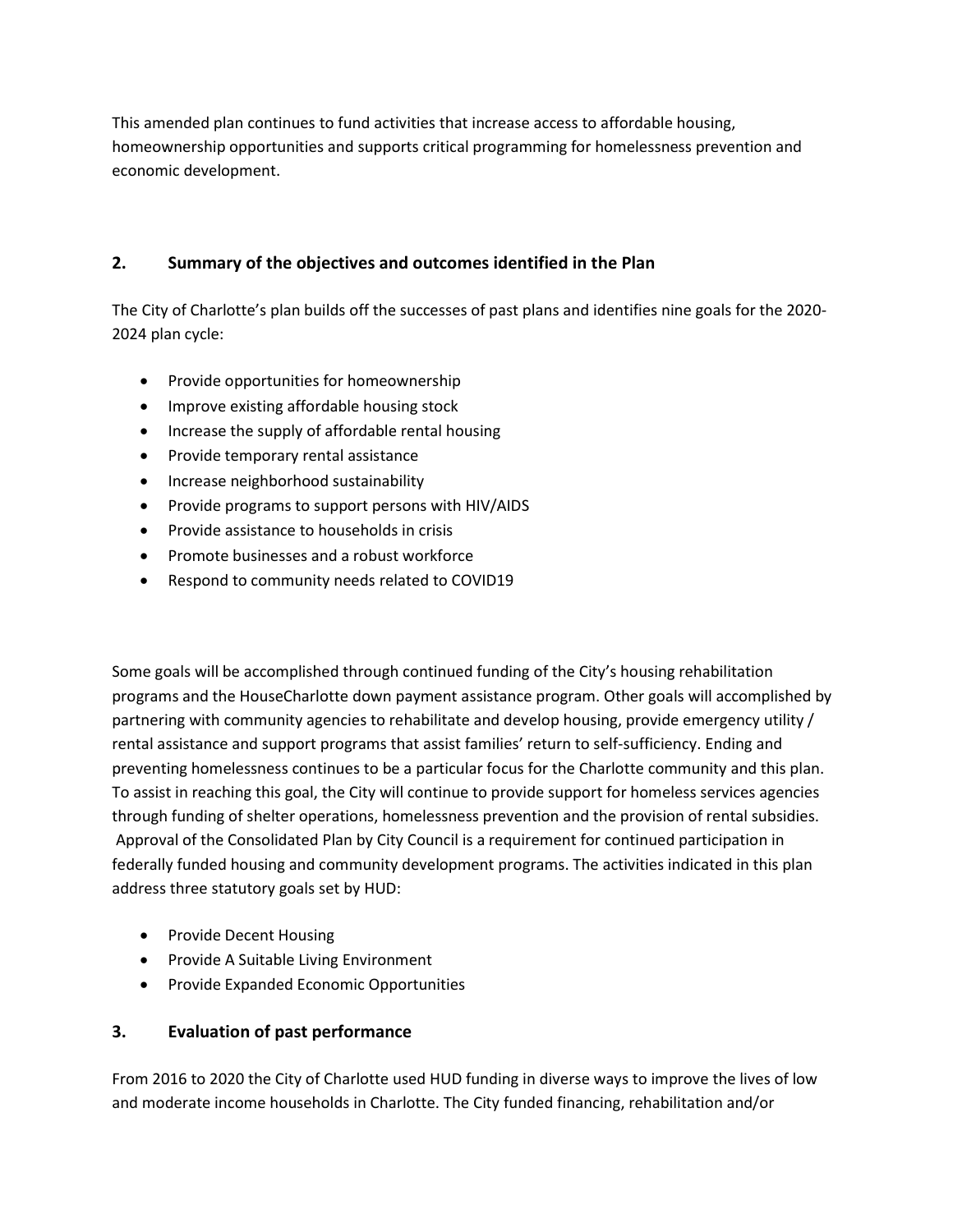This amended plan continues to fund activities that increase access to affordable housing, homeownership opportunities and supports critical programming for homelessness prevention and economic development.

## 2. Summary of the objectives and outcomes identified in the Plan

The City of Charlotte's plan builds off the successes of past plans and identifies nine goals for the 2020-2024 plan cycle:

- Provide opportunities for homeownership
- Improve existing affordable housing stock
- Increase the supply of affordable rental housing
- Provide temporary rental assistance
- Increase neighborhood sustainability
- Provide programs to support persons with HIV/AIDS
- Provide assistance to households in crisis
- Promote businesses and a robust workforce
- Respond to community needs related to COVID19

Some goals will be accomplished through continued funding of the City's housing rehabilitation programs and the HouseCharlotte down payment assistance program. Other goals will accomplished by partnering with community agencies to rehabilitate and develop housing, provide emergency utility / rental assistance and support programs that assist families' return to self-sufficiency. Ending and preventing homelessness continues to be a particular focus for the Charlotte community and this plan. To assist in reaching this goal, the City will continue to provide support for homeless services agencies through funding of shelter operations, homelessness prevention and the provision of rental subsidies. Approval of the Consolidated Plan by City Council is a requirement for continued participation in federally funded housing and community development programs. The activities indicated in this plan address three statutory goals set by HUD:

- Provide Decent Housing
- Provide A Suitable Living Environment
- Provide Expanded Economic Opportunities

## 3. Evaluation of past performance

From 2016 to 2020 the City of Charlotte used HUD funding in diverse ways to improve the lives of low and moderate income households in Charlotte. The City funded financing, rehabilitation and/or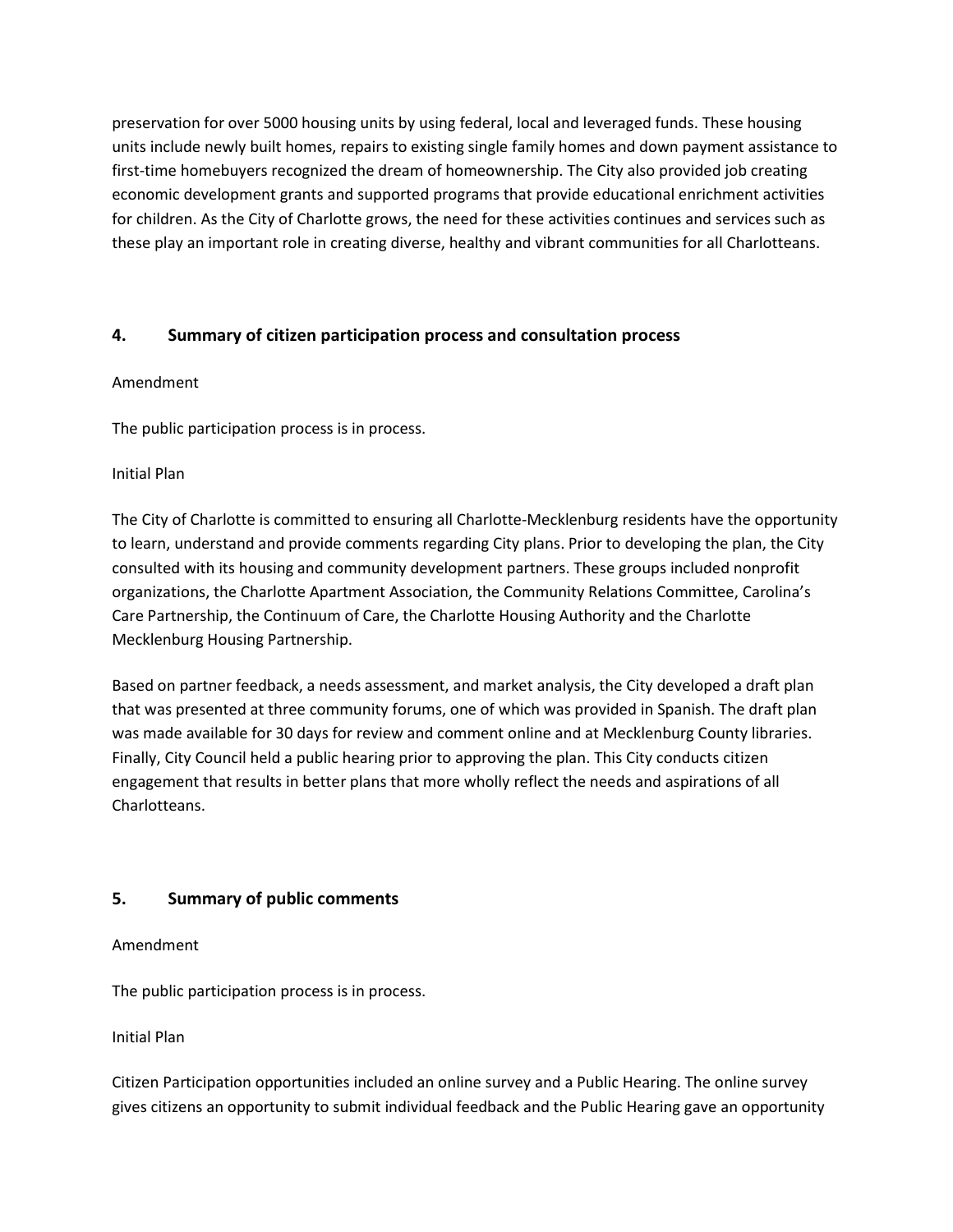preservation for over 5000 housing units by using federal, local and leveraged funds. These housing units include newly built homes, repairs to existing single family homes and down payment assistance to first-time homebuyers recognized the dream of homeownership. The City also provided job creating economic development grants and supported programs that provide educational enrichment activities for children. As the City of Charlotte grows, the need for these activities continues and services such as these play an important role in creating diverse, healthy and vibrant communities for all Charlotteans.

## 4. Summary of citizen participation process and consultation process

Amendment

The public participation process is in process.

Initial Plan

The City of Charlotte is committed to ensuring all Charlotte-Mecklenburg residents have the opportunity to learn, understand and provide comments regarding City plans. Prior to developing the plan, the City consulted with its housing and community development partners. These groups included nonprofit organizations, the Charlotte Apartment Association, the Community Relations Committee, Carolina's Care Partnership, the Continuum of Care, the Charlotte Housing Authority and the Charlotte Mecklenburg Housing Partnership.

Based on partner feedback, a needs assessment, and market analysis, the City developed a draft plan that was presented at three community forums, one of which was provided in Spanish. The draft plan was made available for 30 days for review and comment online and at Mecklenburg County libraries. Finally, City Council held a public hearing prior to approving the plan. This City conducts citizen engagement that results in better plans that more wholly reflect the needs and aspirations of all Charlotteans.

## 5. Summary of public comments

Amendment

The public participation process is in process.

Initial Plan

Citizen Participation opportunities included an online survey and a Public Hearing. The online survey gives citizens an opportunity to submit individual feedback and the Public Hearing gave an opportunity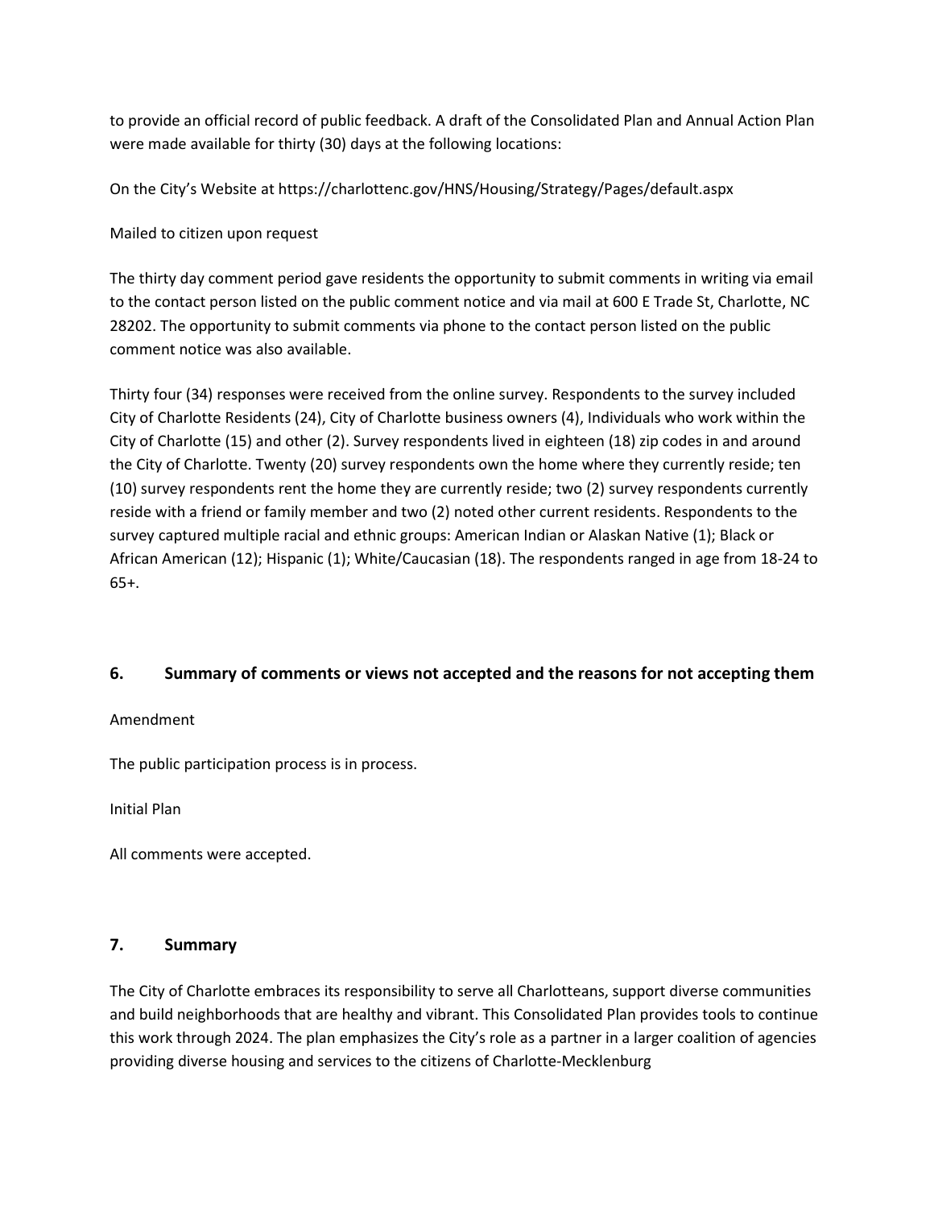to provide an official record of public feedback. A draft of the Consolidated Plan and Annual Action Plan were made available for thirty (30) days at the following locations:

On the City's Website at https://charlottenc.gov/HNS/Housing/Strategy/Pages/default.aspx

Mailed to citizen upon request

The thirty day comment period gave residents the opportunity to submit comments in writing via email to the contact person listed on the public comment notice and via mail at 600 E Trade St, Charlotte, NC 28202. The opportunity to submit comments via phone to the contact person listed on the public comment notice was also available.

Thirty four (34) responses were received from the online survey. Respondents to the survey included City of Charlotte Residents (24), City of Charlotte business owners (4), Individuals who work within the City of Charlotte (15) and other (2). Survey respondents lived in eighteen (18) zip codes in and around the City of Charlotte. Twenty (20) survey respondents own the home where they currently reside; ten (10) survey respondents rent the home they are currently reside; two (2) survey respondents currently reside with a friend or family member and two (2) noted other current residents. Respondents to the survey captured multiple racial and ethnic groups: American Indian or Alaskan Native (1); Black or African American (12); Hispanic (1); White/Caucasian (18). The respondents ranged in age from 18-24 to 65+.

## 6. Summary of comments or views not accepted and the reasons for not accepting them

Amendment

The public participation process is in process.

Initial Plan

All comments were accepted.

## 7. Summary

The City of Charlotte embraces its responsibility to serve all Charlotteans, support diverse communities and build neighborhoods that are healthy and vibrant. This Consolidated Plan provides tools to continue this work through 2024. The plan emphasizes the City's role as a partner in a larger coalition of agencies providing diverse housing and services to the citizens of Charlotte-Mecklenburg